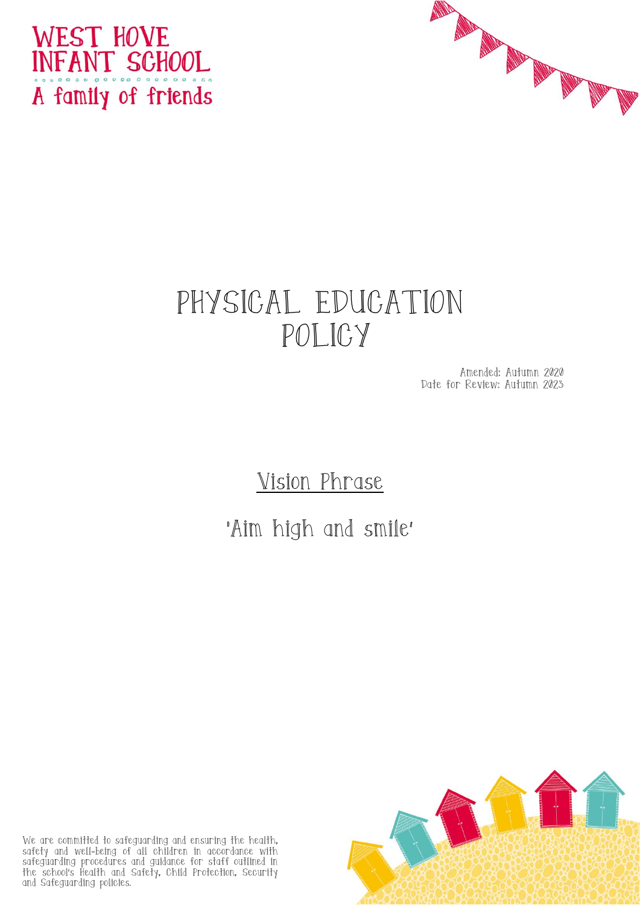WEST HOVE INFANT SCHOOL

A family of friends

# PHYSICAL EDUCATION POLICY

Amended: Autumn 2020
Date for Review: Autumn 2023

## Vision Phrase

'Aim high and smile'

We are committed to safeguarding and ensuring the health, safety and well-being of all children in accordance with safeguarding procedures and guidance for staff outlined in the school's Health and Safety, Child Protection, Security and Safeguarding policies.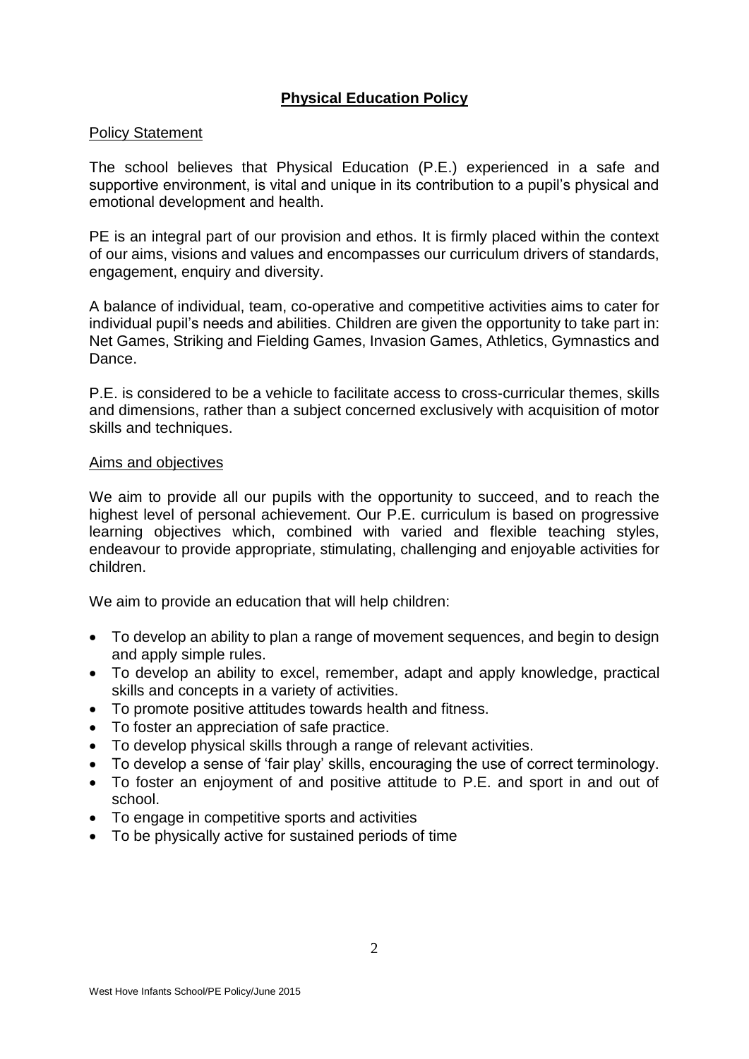# Physical Education Policy

## Policy Statement

The school believes that Physical Education (P.E.) experienced in a safe and supportive environment, is vital and unique in its contribution to a pupil's physical and emotional development and health.

PE is an integral part of our provision and ethos. It is firmly placed within the context of our aims, visions and values and encompasses our curriculum drivers of standards, engagement, enquiry and diversity.

A balance of individual, team, co-operative and competitive activities aims to cater for individual pupil's needs and abilities. Children are given the opportunity to take part in: Net Games, Striking and Fielding Games, Invasion Games, Athletics, Gymnastics and Dance.

P.E. is considered to be a vehicle to facilitate access to cross-curricular themes, skills and dimensions, rather than a subject concerned exclusively with acquisition of motor skills and techniques.

## Aims and objectives

We aim to provide all our pupils with the opportunity to succeed, and to reach the highest level of personal achievement. Our P.E. curriculum is based on progressive learning objectives which, combined with varied and flexible teaching styles, endeavour to provide appropriate, stimulating, challenging and enjoyable activities for children.

We aim to provide an education that will help children:

- To develop an ability to plan a range of movement sequences, and begin to design and apply simple rules.
- To develop an ability to excel, remember, adapt and apply knowledge, practical skills and concepts in a variety of activities.
- To promote positive attitudes towards health and fitness.
- To foster an appreciation of safe practice.
- To develop physical skills through a range of relevant activities.
- To develop a sense of 'fair play' skills, encouraging the use of correct terminology.
- To foster an enjoyment of and positive attitude to P.E. and sport in and out of school.
- To engage in competitive sports and activities
- To be physically active for sustained periods of time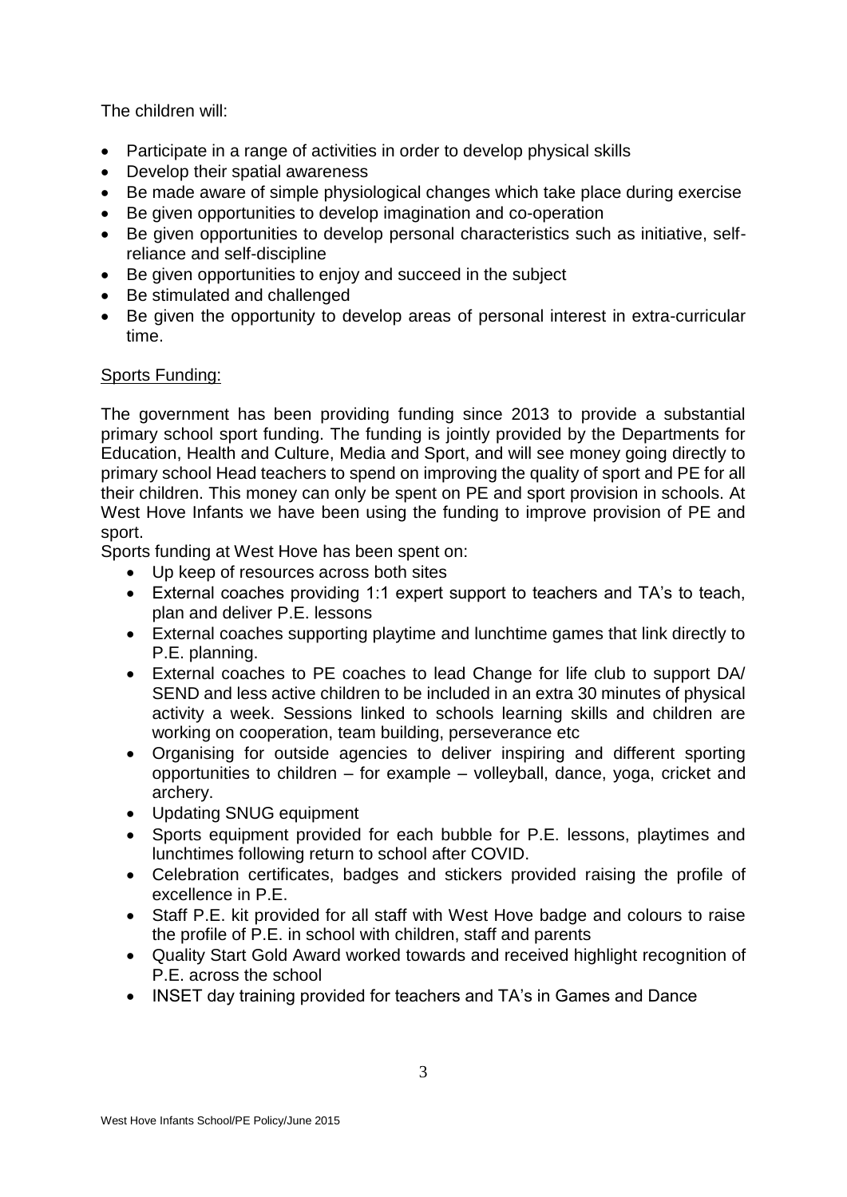The children will:

- Participate in a range of activities in order to develop physical skills
- Develop their spatial awareness
- Be made aware of simple physiological changes which take place during exercise
- Be given opportunities to develop imagination and co-operation
- Be given opportunities to develop personal characteristics such as initiative, self-reliance and self-discipline
- Be given opportunities to enjoy and succeed in the subject
- Be stimulated and challenged
- Be given the opportunity to develop areas of personal interest in extra-curricular time.

<u>Sports Funding:</u>

The government has been providing funding since 2013 to provide a substantial primary school sport funding. The funding is jointly provided by the Departments for Education, Health and Culture, Media and Sport, and will see money going directly to primary school Head teachers to spend on improving the quality of sport and PE for all their children. This money can only be spent on PE and sport provision in schools. At West Hove Infants we have been using the funding to improve provision of PE and sport.

Sports funding at West Hove has been spent on:

- Up keep of resources across both sites
- External coaches providing 1:1 expert support to teachers and TA's to teach, plan and deliver P.E. lessons
- External coaches supporting playtime and lunchtime games that link directly to P.E. planning.
- External coaches to PE coaches to lead Change for life club to support DA/ SEND and less active children to be included in an extra 30 minutes of physical activity a week. Sessions linked to schools learning skills and children are working on cooperation, team building, perseverance etc
- Organising for outside agencies to deliver inspiring and different sporting opportunities to children – for example – volleyball, dance, yoga, cricket and archery.
- Updating SNUG equipment
- Sports equipment provided for each bubble for P.E. lessons, playtimes and lunchtimes following return to school after COVID.
- Celebration certificates, badges and stickers provided raising the profile of excellence in P.E.
- Staff P.E. kit provided for all staff with West Hove badge and colours to raise the profile of P.E. in school with children, staff and parents
- Quality Start Gold Award worked towards and received highlight recognition of P.E. across the school
- INSET day training provided for teachers and TA's in Games and Dance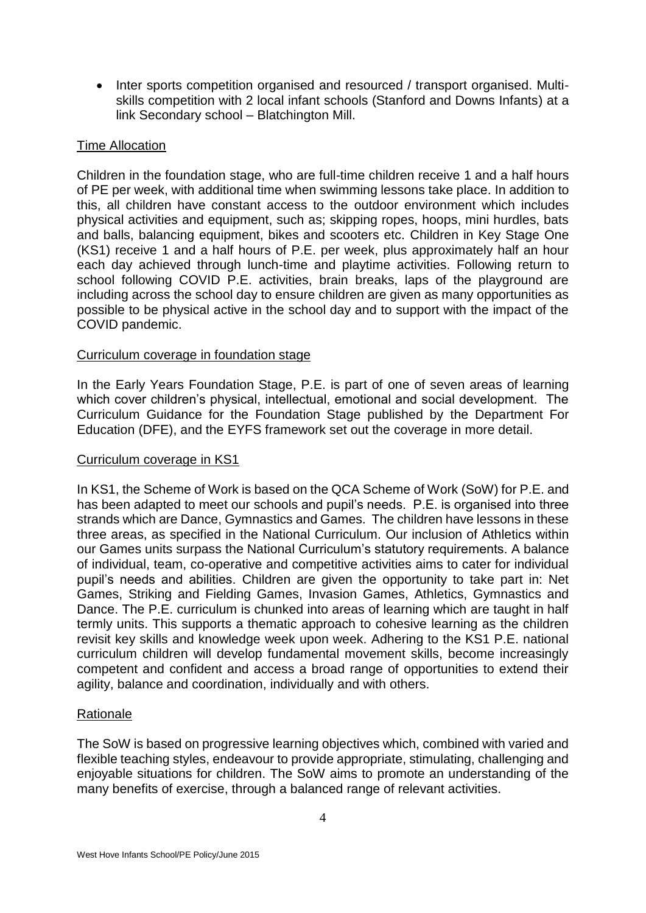- Inter sports competition organised and resourced / transport organised. Multi-skills competition with 2 local infant schools (Stanford and Downs Infants) at a link Secondary school – Blatchington Mill.

## Time Allocation

Children in the foundation stage, who are full-time children receive 1 and a half hours of PE per week, with additional time when swimming lessons take place. In addition to this, all children have constant access to the outdoor environment which includes physical activities and equipment, such as; skipping ropes, hoops, mini hurdles, bats and balls, balancing equipment, bikes and scooters etc. Children in Key Stage One (KS1) receive 1 and a half hours of P.E. per week, plus approximately half an hour each day achieved through lunch-time and playtime activities. Following return to school following COVID P.E. activities, brain breaks, laps of the playground are including across the school day to ensure children are given as many opportunities as possible to be physical active in the school day and to support with the impact of the COVID pandemic.

## Curriculum coverage in foundation stage

In the Early Years Foundation Stage, P.E. is part of one of seven areas of learning which cover children's physical, intellectual, emotional and social development. The Curriculum Guidance for the Foundation Stage published by the Department For Education (DFE), and the EYFS framework set out the coverage in more detail.

## Curriculum coverage in KS1

In KS1, the Scheme of Work is based on the QCA Scheme of Work (SoW) for P.E. and has been adapted to meet our schools and pupil's needs. P.E. is organised into three strands which are Dance, Gymnastics and Games. The children have lessons in these three areas, as specified in the National Curriculum. Our inclusion of Athletics within our Games units surpass the National Curriculum's statutory requirements. A balance of individual, team, co-operative and competitive activities aims to cater for individual pupil's needs and abilities. Children are given the opportunity to take part in: Net Games, Striking and Fielding Games, Invasion Games, Athletics, Gymnastics and Dance. The P.E. curriculum is chunked into areas of learning which are taught in half termly units. This supports a thematic approach to cohesive learning as the children revisit key skills and knowledge week upon week. Adhering to the KS1 P.E. national curriculum children will develop fundamental movement skills, become increasingly competent and confident and access a broad range of opportunities to extend their agility, balance and coordination, individually and with others.

## Rationale

The SoW is based on progressive learning objectives which, combined with varied and flexible teaching styles, endeavour to provide appropriate, stimulating, challenging and enjoyable situations for children. The SoW aims to promote an understanding of the many benefits of exercise, through a balanced range of relevant activities.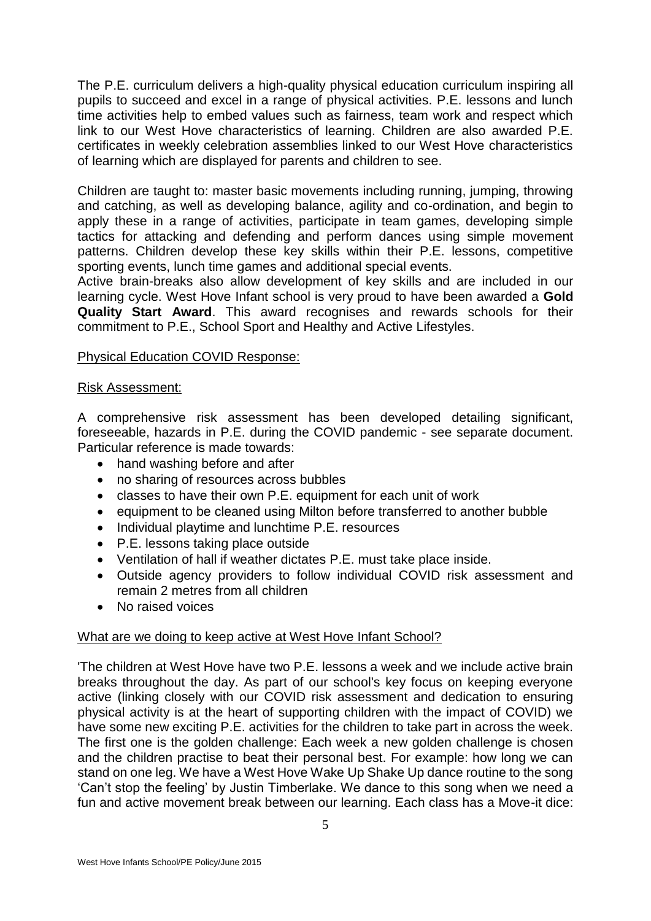The P.E. curriculum delivers a high-quality physical education curriculum inspiring all pupils to succeed and excel in a range of physical activities. P.E. lessons and lunch time activities help to embed values such as fairness, team work and respect which link to our West Hove characteristics of learning. Children are also awarded P.E. certificates in weekly celebration assemblies linked to our West Hove characteristics of learning which are displayed for parents and children to see.

Children are taught to: master basic movements including running, jumping, throwing and catching, as well as developing balance, agility and co-ordination, and begin to apply these in a range of activities, participate in team games, developing simple tactics for attacking and defending and perform dances using simple movement patterns. Children develop these key skills within their P.E. lessons, competitive sporting events, lunch time games and additional special events.
Active brain-breaks also allow development of key skills and are included in our learning cycle. West Hove Infant school is very proud to have been awarded a **Gold Quality Start Award**. This award recognises and rewards schools for their commitment to P.E., School Sport and Healthy and Active Lifestyles.

## Physical Education COVID Response:

### Risk Assessment:

A comprehensive risk assessment has been developed detailing significant, foreseeable, hazards in P.E. during the COVID pandemic - see separate document. Particular reference is made towards:

- hand washing before and after
- no sharing of resources across bubbles
- classes to have their own P.E. equipment for each unit of work
- equipment to be cleaned using Milton before transferred to another bubble
- Individual playtime and lunchtime P.E. resources
- P.E. lessons taking place outside
- Ventilation of hall if weather dictates P.E. must take place inside.
- Outside agency providers to follow individual COVID risk assessment and remain 2 metres from all children
- No raised voices

### What are we doing to keep active at West Hove Infant School?

'The children at West Hove have two P.E. lessons a week and we include active brain breaks throughout the day. As part of our school's key focus on keeping everyone active (linking closely with our COVID risk assessment and dedication to ensuring physical activity is at the heart of supporting children with the impact of COVID) we have some new exciting P.E. activities for the children to take part in across the week. The first one is the golden challenge: Each week a new golden challenge is chosen and the children practise to beat their personal best. For example: how long we can stand on one leg. We have a West Hove Wake Up Shake Up dance routine to the song 'Can't stop the feeling' by Justin Timberlake. We dance to this song when we need a fun and active movement break between our learning. Each class has a Move-it dice: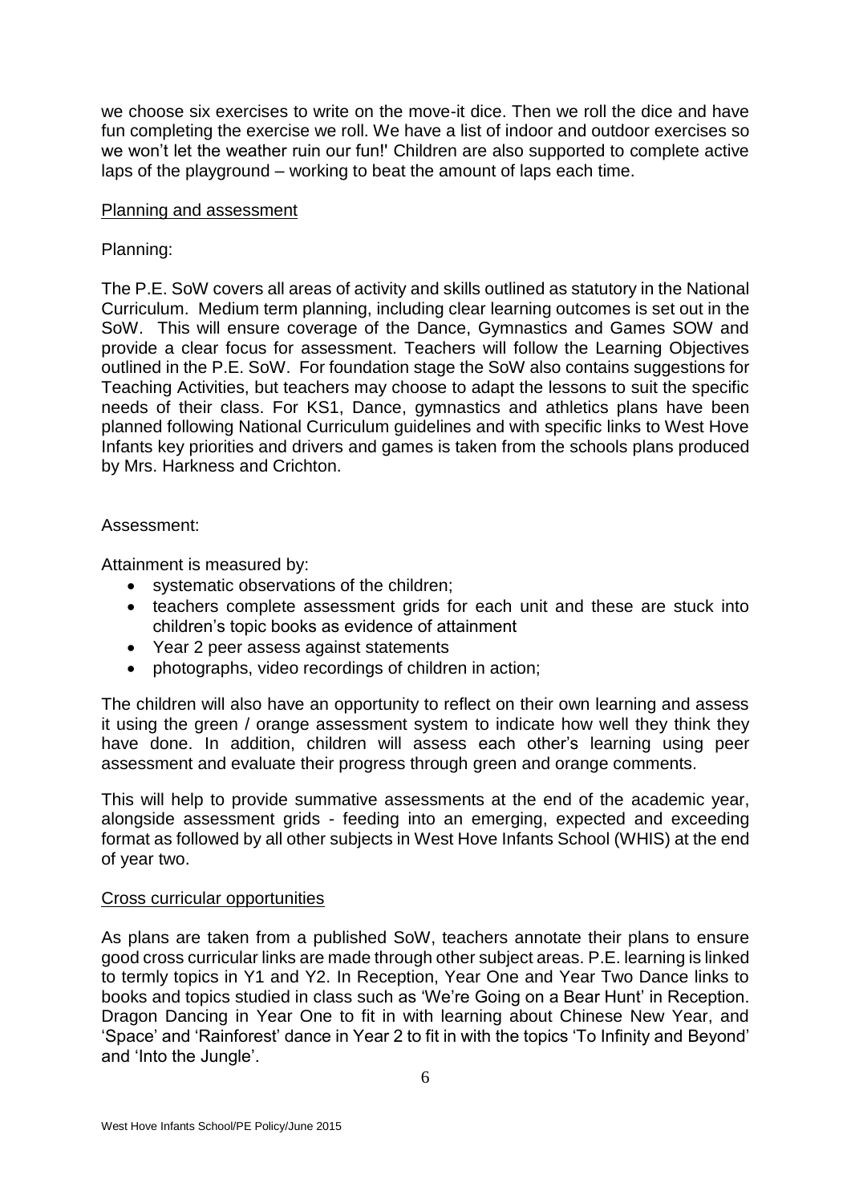we choose six exercises to write on the move-it dice. Then we roll the dice and have fun completing the exercise we roll. We have a list of indoor and outdoor exercises so we won't let the weather ruin our fun!' Children are also supported to complete active laps of the playground – working to beat the amount of laps each time.

## Planning and assessment

Planning:

The P.E. SoW covers all areas of activity and skills outlined as statutory in the National Curriculum. Medium term planning, including clear learning outcomes is set out in the SoW. This will ensure coverage of the Dance, Gymnastics and Games SOW and provide a clear focus for assessment. Teachers will follow the Learning Objectives outlined in the P.E. SoW. For foundation stage the SoW also contains suggestions for Teaching Activities, but teachers may choose to adapt the lessons to suit the specific needs of their class. For KS1, Dance, gymnastics and athletics plans have been planned following National Curriculum guidelines and with specific links to West Hove Infants key priorities and drivers and games is taken from the schools plans produced by Mrs. Harkness and Crichton.

Assessment:

Attainment is measured by:

- systematic observations of the children;
- teachers complete assessment grids for each unit and these are stuck into children's topic books as evidence of attainment
- Year 2 peer assess against statements
- photographs, video recordings of children in action;

The children will also have an opportunity to reflect on their own learning and assess it using the green / orange assessment system to indicate how well they think they have done. In addition, children will assess each other's learning using peer assessment and evaluate their progress through green and orange comments.

This will help to provide summative assessments at the end of the academic year, alongside assessment grids - feeding into an emerging, expected and exceeding format as followed by all other subjects in West Hove Infants School (WHIS) at the end of year two.

## Cross curricular opportunities

As plans are taken from a published SoW, teachers annotate their plans to ensure good cross curricular links are made through other subject areas. P.E. learning is linked to termly topics in Y1 and Y2. In Reception, Year One and Year Two Dance links to books and topics studied in class such as 'We're Going on a Bear Hunt' in Reception. Dragon Dancing in Year One to fit in with learning about Chinese New Year, and 'Space' and 'Rainforest' dance in Year 2 to fit in with the topics 'To Infinity and Beyond' and 'Into the Jungle'.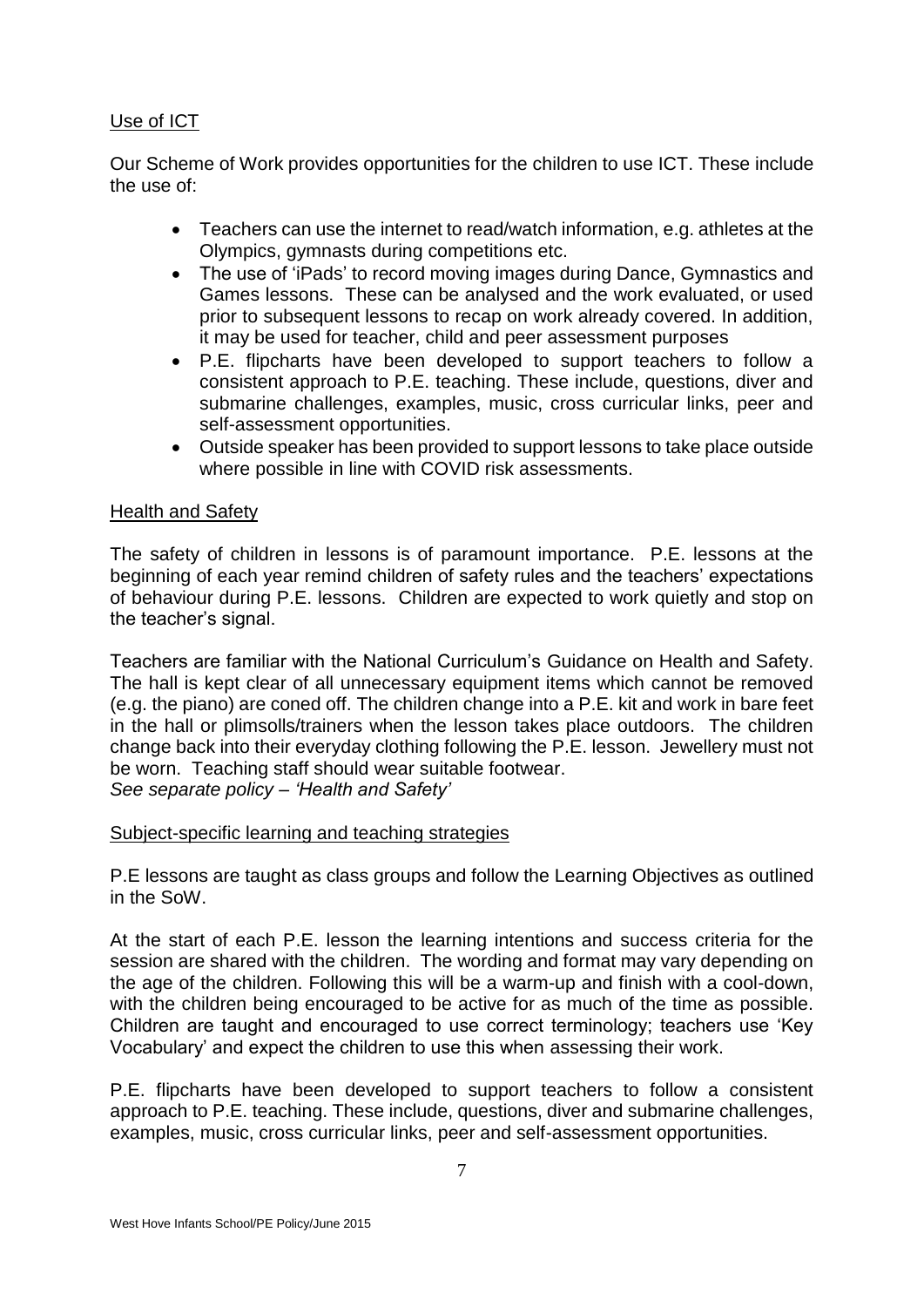## Use of ICT

Our Scheme of Work provides opportunities for the children to use ICT. These include the use of:

- Teachers can use the internet to read/watch information, e.g. athletes at the Olympics, gymnasts during competitions etc.
- The use of 'iPads' to record moving images during Dance, Gymnastics and Games lessons. These can be analysed and the work evaluated, or used prior to subsequent lessons to recap on work already covered. In addition, it may be used for teacher, child and peer assessment purposes
- P.E. flipcharts have been developed to support teachers to follow a consistent approach to P.E. teaching. These include, questions, diver and submarine challenges, examples, music, cross curricular links, peer and self-assessment opportunities.
- Outside speaker has been provided to support lessons to take place outside where possible in line with COVID risk assessments.

## Health and Safety

The safety of children in lessons is of paramount importance. P.E. lessons at the beginning of each year remind children of safety rules and the teachers' expectations of behaviour during P.E. lessons. Children are expected to work quietly and stop on the teacher's signal.

Teachers are familiar with the National Curriculum's Guidance on Health and Safety. The hall is kept clear of all unnecessary equipment items which cannot be removed (e.g. the piano) are coned off. The children change into a P.E. kit and work in bare feet in the hall or plimsolls/trainers when the lesson takes place outdoors. The children change back into their everyday clothing following the P.E. lesson. Jewellery must not be worn. Teaching staff should wear suitable footwear.
*See separate policy – 'Health and Safety'*

## Subject-specific learning and teaching strategies

P.E lessons are taught as class groups and follow the Learning Objectives as outlined in the SoW.

At the start of each P.E. lesson the learning intentions and success criteria for the session are shared with the children. The wording and format may vary depending on the age of the children. Following this will be a warm-up and finish with a cool-down, with the children being encouraged to be active for as much of the time as possible. Children are taught and encouraged to use correct terminology; teachers use 'Key Vocabulary' and expect the children to use this when assessing their work.

P.E. flipcharts have been developed to support teachers to follow a consistent approach to P.E. teaching. These include, questions, diver and submarine challenges, examples, music, cross curricular links, peer and self-assessment opportunities.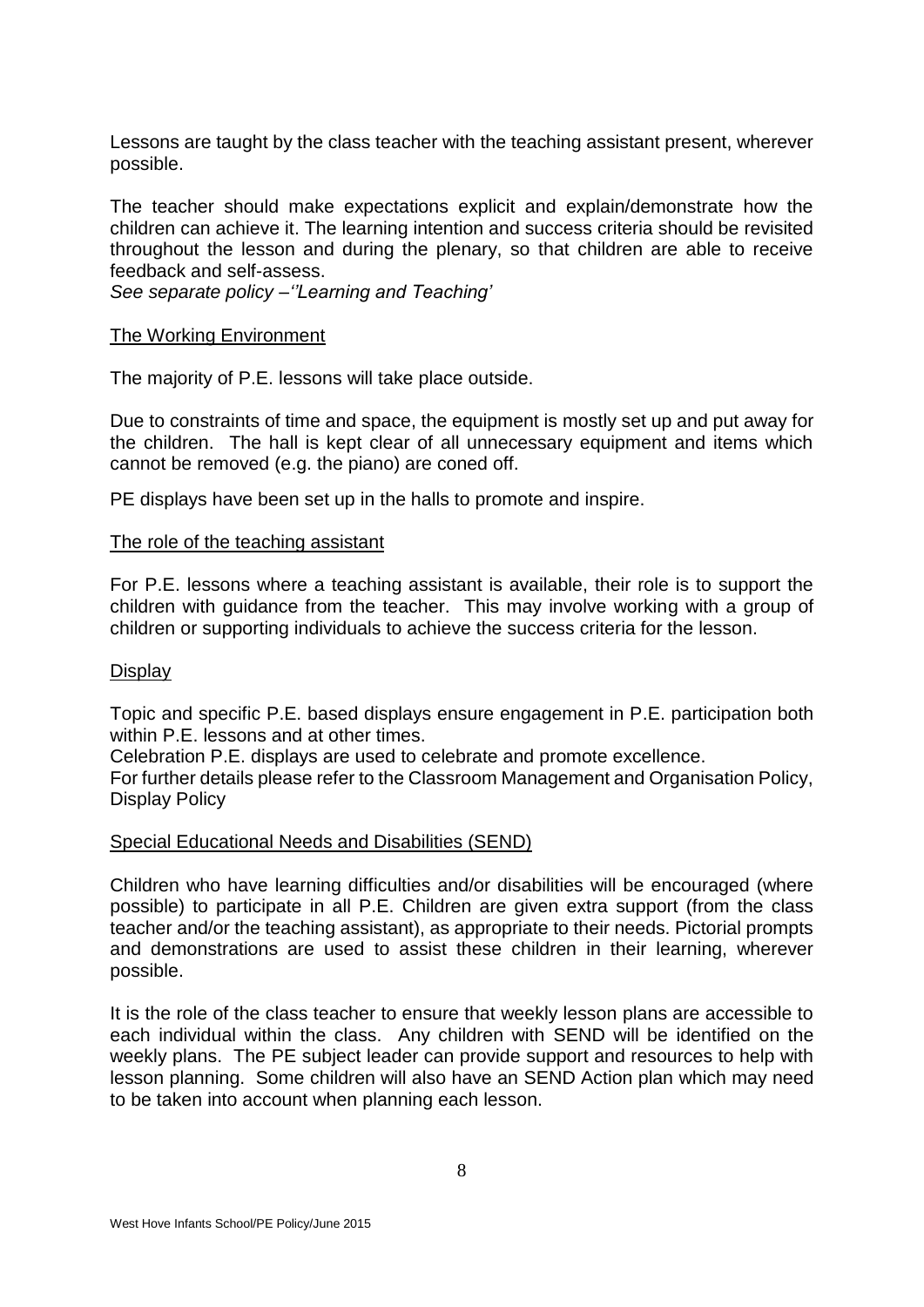Lessons are taught by the class teacher with the teaching assistant present, wherever possible.

The teacher should make expectations explicit and explain/demonstrate how the children can achieve it. The learning intention and success criteria should be revisited throughout the lesson and during the plenary, so that children are able to receive feedback and self-assess.
*See separate policy –''Learning and Teaching'*

### The Working Environment

The majority of P.E. lessons will take place outside.

Due to constraints of time and space, the equipment is mostly set up and put away for the children. The hall is kept clear of all unnecessary equipment and items which cannot be removed (e.g. the piano) are coned off.

PE displays have been set up in the halls to promote and inspire.

### The role of the teaching assistant

For P.E. lessons where a teaching assistant is available, their role is to support the children with guidance from the teacher. This may involve working with a group of children or supporting individuals to achieve the success criteria for the lesson.

### Display

Topic and specific P.E. based displays ensure engagement in P.E. participation both within P.E. lessons and at other times.
Celebration P.E. displays are used to celebrate and promote excellence.
For further details please refer to the Classroom Management and Organisation Policy, Display Policy

### Special Educational Needs and Disabilities (SEND)

Children who have learning difficulties and/or disabilities will be encouraged (where possible) to participate in all P.E. Children are given extra support (from the class teacher and/or the teaching assistant), as appropriate to their needs. Pictorial prompts and demonstrations are used to assist these children in their learning, wherever possible.

It is the role of the class teacher to ensure that weekly lesson plans are accessible to each individual within the class. Any children with SEND will be identified on the weekly plans. The PE subject leader can provide support and resources to help with lesson planning. Some children will also have an SEND Action plan which may need to be taken into account when planning each lesson.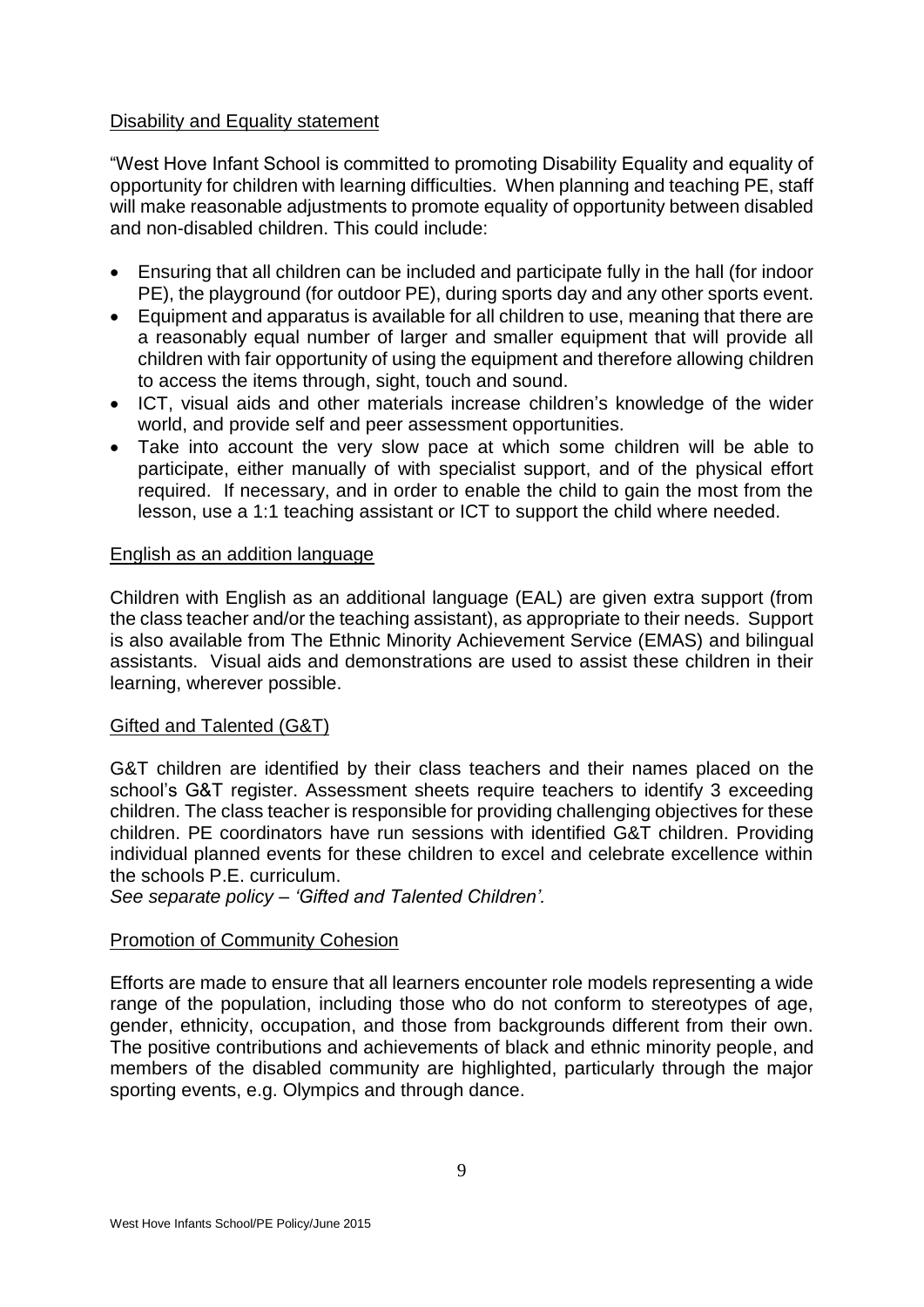## Disability and Equality statement

"West Hove Infant School is committed to promoting Disability Equality and equality of opportunity for children with learning difficulties. When planning and teaching PE, staff will make reasonable adjustments to promote equality of opportunity between disabled and non-disabled children. This could include:

- Ensuring that all children can be included and participate fully in the hall (for indoor PE), the playground (for outdoor PE), during sports day and any other sports event.
- Equipment and apparatus is available for all children to use, meaning that there are a reasonably equal number of larger and smaller equipment that will provide all children with fair opportunity of using the equipment and therefore allowing children to access the items through, sight, touch and sound.
- ICT, visual aids and other materials increase children's knowledge of the wider world, and provide self and peer assessment opportunities.
- Take into account the very slow pace at which some children will be able to participate, either manually of with specialist support, and of the physical effort required. If necessary, and in order to enable the child to gain the most from the lesson, use a 1:1 teaching assistant or ICT to support the child where needed.

## English as an addition language

Children with English as an additional language (EAL) are given extra support (from the class teacher and/or the teaching assistant), as appropriate to their needs. Support is also available from The Ethnic Minority Achievement Service (EMAS) and bilingual assistants. Visual aids and demonstrations are used to assist these children in their learning, wherever possible.

## Gifted and Talented (G&T)

G&T children are identified by their class teachers and their names placed on the school's G&T register. Assessment sheets require teachers to identify 3 exceeding children. The class teacher is responsible for providing challenging objectives for these children. PE coordinators have run sessions with identified G&T children. Providing individual planned events for these children to excel and celebrate excellence within the schools P.E. curriculum.

*See separate policy – 'Gifted and Talented Children'.*

## Promotion of Community Cohesion

Efforts are made to ensure that all learners encounter role models representing a wide range of the population, including those who do not conform to stereotypes of age, gender, ethnicity, occupation, and those from backgrounds different from their own. The positive contributions and achievements of black and ethnic minority people, and members of the disabled community are highlighted, particularly through the major sporting events, e.g. Olympics and through dance.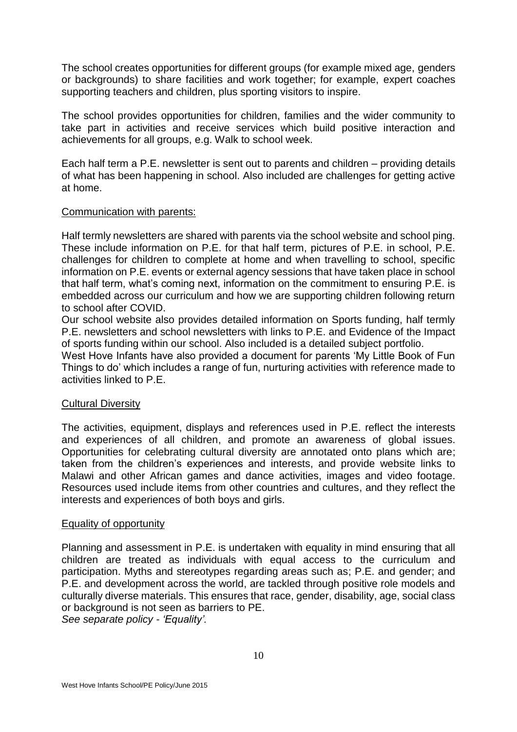The school creates opportunities for different groups (for example mixed age, genders or backgrounds) to share facilities and work together; for example, expert coaches supporting teachers and children, plus sporting visitors to inspire.

The school provides opportunities for children, families and the wider community to take part in activities and receive services which build positive interaction and achievements for all groups, e.g. Walk to school week.

Each half term a P.E. newsletter is sent out to parents and children – providing details of what has been happening in school. Also included are challenges for getting active at home.

<u>Communication with parents:</u>

Half termly newsletters are shared with parents via the school website and school ping. These include information on P.E. for that half term, pictures of P.E. in school, P.E. challenges for children to complete at home and when travelling to school, specific information on P.E. events or external agency sessions that have taken place in school that half term, what's coming next, information on the commitment to ensuring P.E. is embedded across our curriculum and how we are supporting children following return to school after COVID.

Our school website also provides detailed information on Sports funding, half termly P.E. newsletters and school newsletters with links to P.E. and Evidence of the Impact of sports funding within our school. Also included is a detailed subject portfolio.

West Hove Infants have also provided a document for parents 'My Little Book of Fun Things to do' which includes a range of fun, nurturing activities with reference made to activities linked to P.E.

<u>Cultural Diversity</u>

The activities, equipment, displays and references used in P.E. reflect the interests and experiences of all children, and promote an awareness of global issues. Opportunities for celebrating cultural diversity are annotated onto plans which are; taken from the children's experiences and interests, and provide website links to Malawi and other African games and dance activities, images and video footage. Resources used include items from other countries and cultures, and they reflect the interests and experiences of both boys and girls.

<u>Equality of opportunity</u>

Planning and assessment in P.E. is undertaken with equality in mind ensuring that all children are treated as individuals with equal access to the curriculum and participation. Myths and stereotypes regarding areas such as; P.E. and gender; and P.E. and development across the world, are tackled through positive role models and culturally diverse materials. This ensures that race, gender, disability, age, social class or background is not seen as barriers to PE.

*See separate policy - 'Equality'.*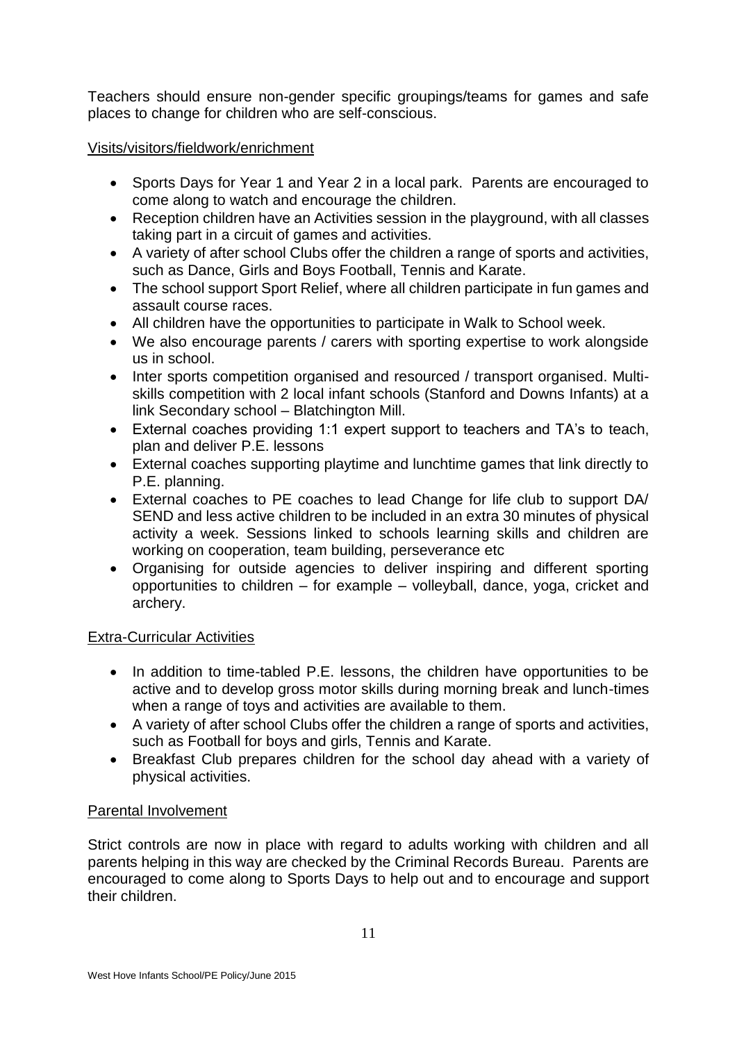Teachers should ensure non-gender specific groupings/teams for games and safe places to change for children who are self-conscious.

Visits/visitors/fieldwork/enrichment

- Sports Days for Year 1 and Year 2 in a local park. Parents are encouraged to come along to watch and encourage the children.
- Reception children have an Activities session in the playground, with all classes taking part in a circuit of games and activities.
- A variety of after school Clubs offer the children a range of sports and activities, such as Dance, Girls and Boys Football, Tennis and Karate.
- The school support Sport Relief, where all children participate in fun games and assault course races.
- All children have the opportunities to participate in Walk to School week.
- We also encourage parents / carers with sporting expertise to work alongside us in school.
- Inter sports competition organised and resourced / transport organised. Multi-skills competition with 2 local infant schools (Stanford and Downs Infants) at a link Secondary school – Blatchington Mill.
- External coaches providing 1:1 expert support to teachers and TA's to teach, plan and deliver P.E. lessons
- External coaches supporting playtime and lunchtime games that link directly to P.E. planning.
- External coaches to PE coaches to lead Change for life club to support DA/ SEND and less active children to be included in an extra 30 minutes of physical activity a week. Sessions linked to schools learning skills and children are working on cooperation, team building, perseverance etc
- Organising for outside agencies to deliver inspiring and different sporting opportunities to children – for example – volleyball, dance, yoga, cricket and archery.

Extra-Curricular Activities

- In addition to time-tabled P.E. lessons, the children have opportunities to be active and to develop gross motor skills during morning break and lunch-times when a range of toys and activities are available to them.
- A variety of after school Clubs offer the children a range of sports and activities, such as Football for boys and girls, Tennis and Karate.
- Breakfast Club prepares children for the school day ahead with a variety of physical activities.

Parental Involvement

Strict controls are now in place with regard to adults working with children and all parents helping in this way are checked by the Criminal Records Bureau. Parents are encouraged to come along to Sports Days to help out and to encourage and support their children.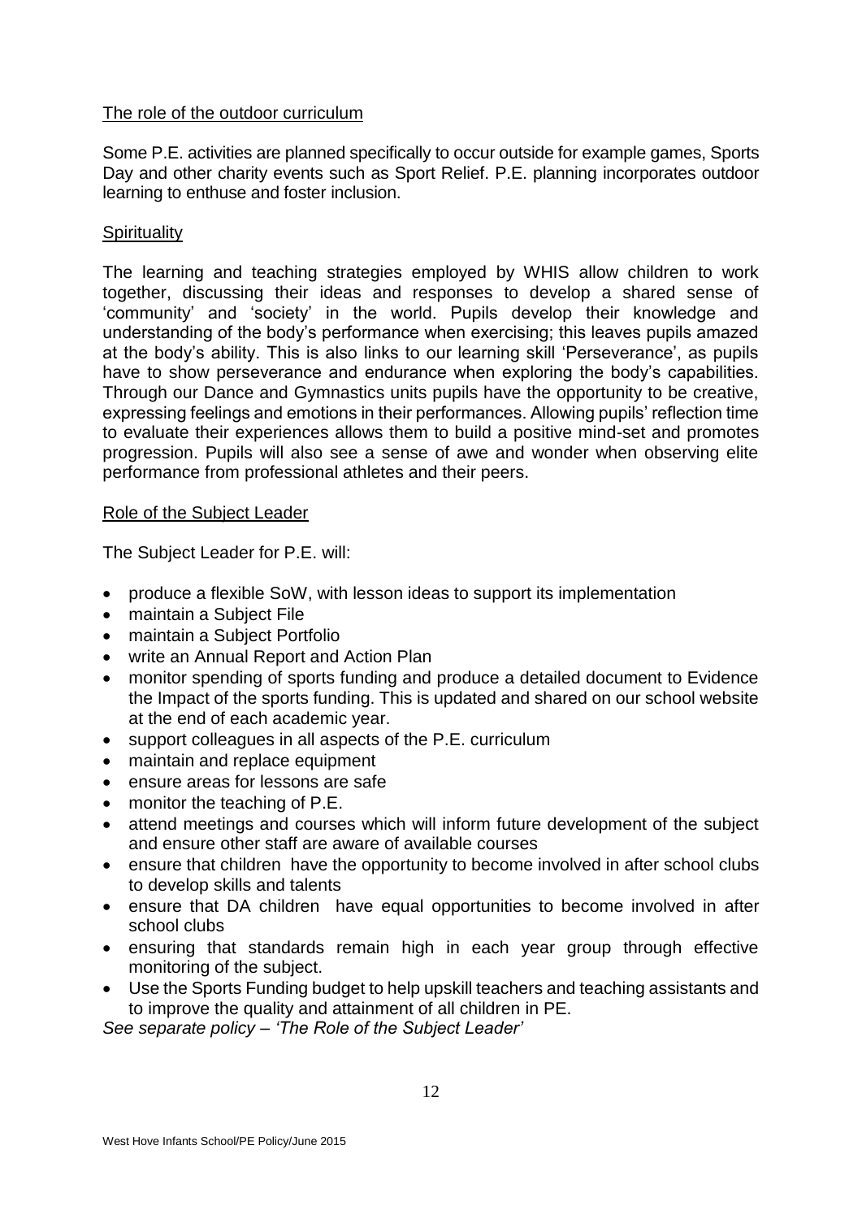## The role of the outdoor curriculum

Some P.E. activities are planned specifically to occur outside for example games, Sports Day and other charity events such as Sport Relief. P.E. planning incorporates outdoor learning to enthuse and foster inclusion.

## Spirituality

The learning and teaching strategies employed by WHIS allow children to work together, discussing their ideas and responses to develop a shared sense of 'community' and 'society' in the world. Pupils develop their knowledge and understanding of the body's performance when exercising; this leaves pupils amazed at the body's ability. This is also links to our learning skill 'Perseverance', as pupils have to show perseverance and endurance when exploring the body's capabilities. Through our Dance and Gymnastics units pupils have the opportunity to be creative, expressing feelings and emotions in their performances. Allowing pupils' reflection time to evaluate their experiences allows them to build a positive mind-set and promotes progression. Pupils will also see a sense of awe and wonder when observing elite performance from professional athletes and their peers.

## Role of the Subject Leader

The Subject Leader for P.E. will:

- produce a flexible SoW, with lesson ideas to support its implementation
- maintain a Subject File
- maintain a Subject Portfolio
- write an Annual Report and Action Plan
- monitor spending of sports funding and produce a detailed document to Evidence the Impact of the sports funding. This is updated and shared on our school website at the end of each academic year.
- support colleagues in all aspects of the P.E. curriculum
- maintain and replace equipment
- ensure areas for lessons are safe
- monitor the teaching of P.E.
- attend meetings and courses which will inform future development of the subject and ensure other staff are aware of available courses
- ensure that children have the opportunity to become involved in after school clubs to develop skills and talents
- ensure that DA children have equal opportunities to become involved in after school clubs
- ensuring that standards remain high in each year group through effective monitoring of the subject.
- Use the Sports Funding budget to help upskill teachers and teaching assistants and to improve the quality and attainment of all children in PE.

*See separate policy – 'The Role of the Subject Leader'*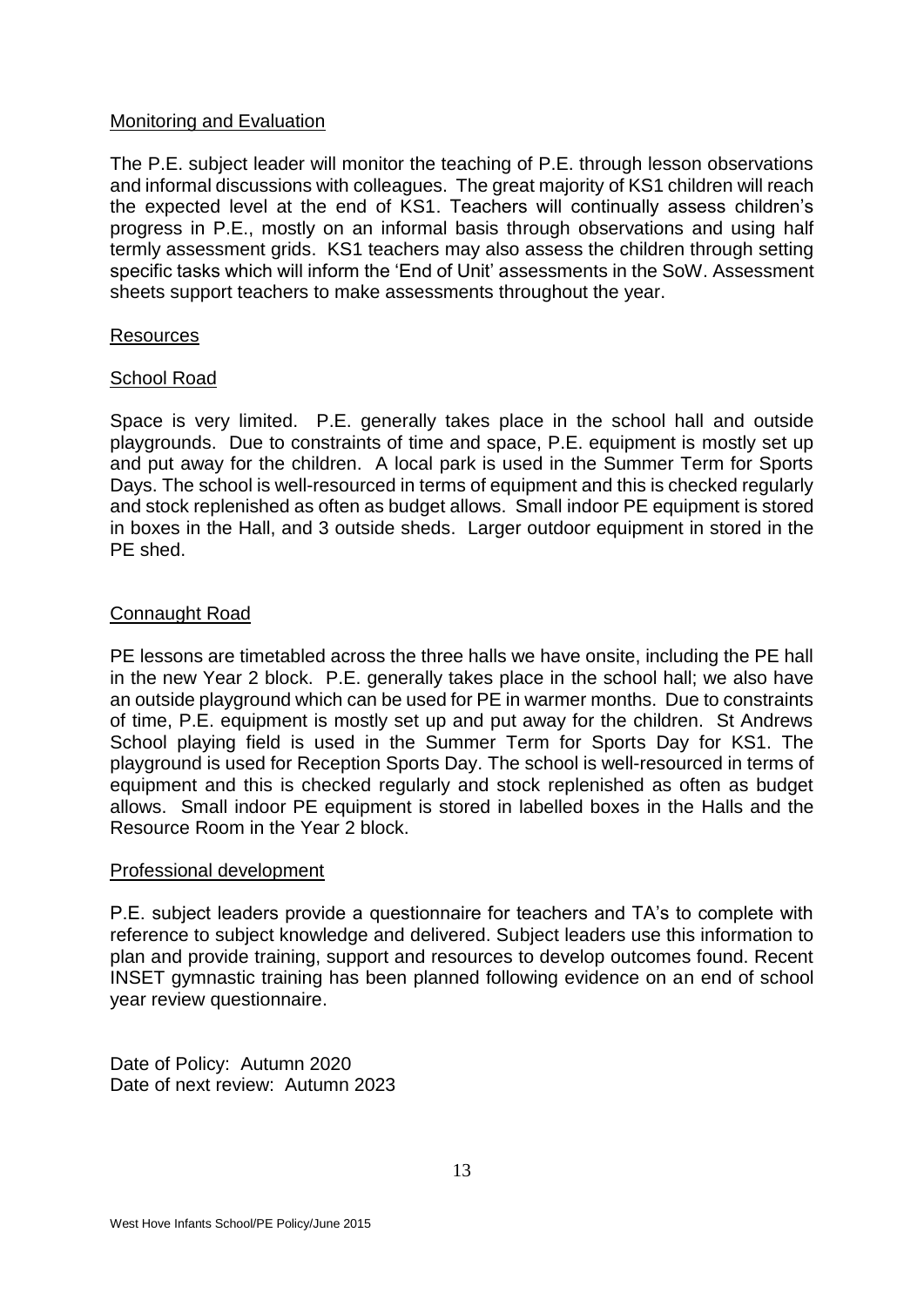## Monitoring and Evaluation

The P.E. subject leader will monitor the teaching of P.E. through lesson observations and informal discussions with colleagues. The great majority of KS1 children will reach the expected level at the end of KS1. Teachers will continually assess children's progress in P.E., mostly on an informal basis through observations and using half termly assessment grids. KS1 teachers may also assess the children through setting specific tasks which will inform the 'End of Unit' assessments in the SoW. Assessment sheets support teachers to make assessments throughout the year.

## Resources

### School Road

Space is very limited. P.E. generally takes place in the school hall and outside playgrounds. Due to constraints of time and space, P.E. equipment is mostly set up and put away for the children. A local park is used in the Summer Term for Sports Days. The school is well-resourced in terms of equipment and this is checked regularly and stock replenished as often as budget allows. Small indoor PE equipment is stored in boxes in the Hall, and 3 outside sheds. Larger outdoor equipment in stored in the PE shed.

### Connaught Road

PE lessons are timetabled across the three halls we have onsite, including the PE hall in the new Year 2 block. P.E. generally takes place in the school hall; we also have an outside playground which can be used for PE in warmer months. Due to constraints of time, P.E. equipment is mostly set up and put away for the children. St Andrews School playing field is used in the Summer Term for Sports Day for KS1. The playground is used for Reception Sports Day. The school is well-resourced in terms of equipment and this is checked regularly and stock replenished as often as budget allows. Small indoor PE equipment is stored in labelled boxes in the Halls and the Resource Room in the Year 2 block.

## Professional development

P.E. subject leaders provide a questionnaire for teachers and TA's to complete with reference to subject knowledge and delivered. Subject leaders use this information to plan and provide training, support and resources to develop outcomes found. Recent INSET gymnastic training has been planned following evidence on an end of school year review questionnaire.

Date of Policy: Autumn 2020
Date of next review: Autumn 2023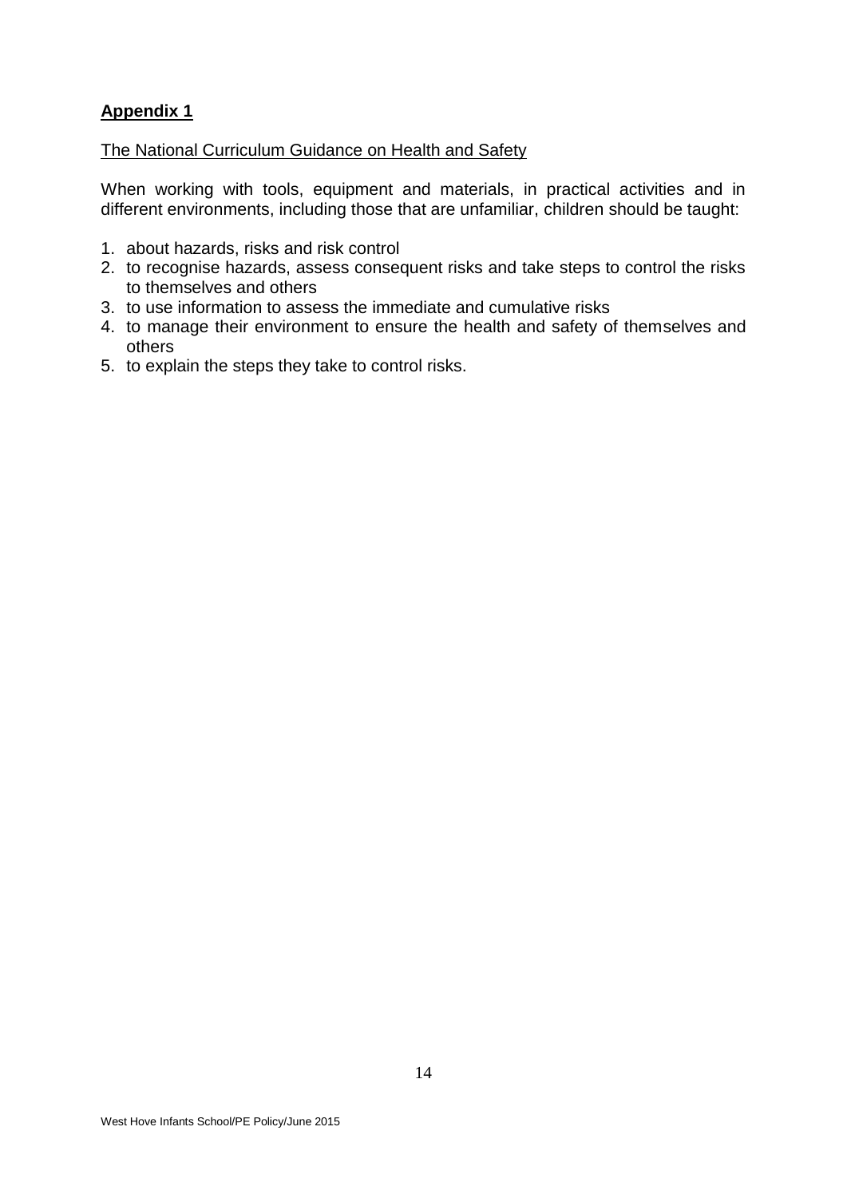## Appendix 1

The National Curriculum Guidance on Health and Safety

When working with tools, equipment and materials, in practical activities and in different environments, including those that are unfamiliar, children should be taught:

1. about hazards, risks and risk control
2. to recognise hazards, assess consequent risks and take steps to control the risks to themselves and others
3. to use information to assess the immediate and cumulative risks
4. to manage their environment to ensure the health and safety of themselves and others
5. to explain the steps they take to control risks.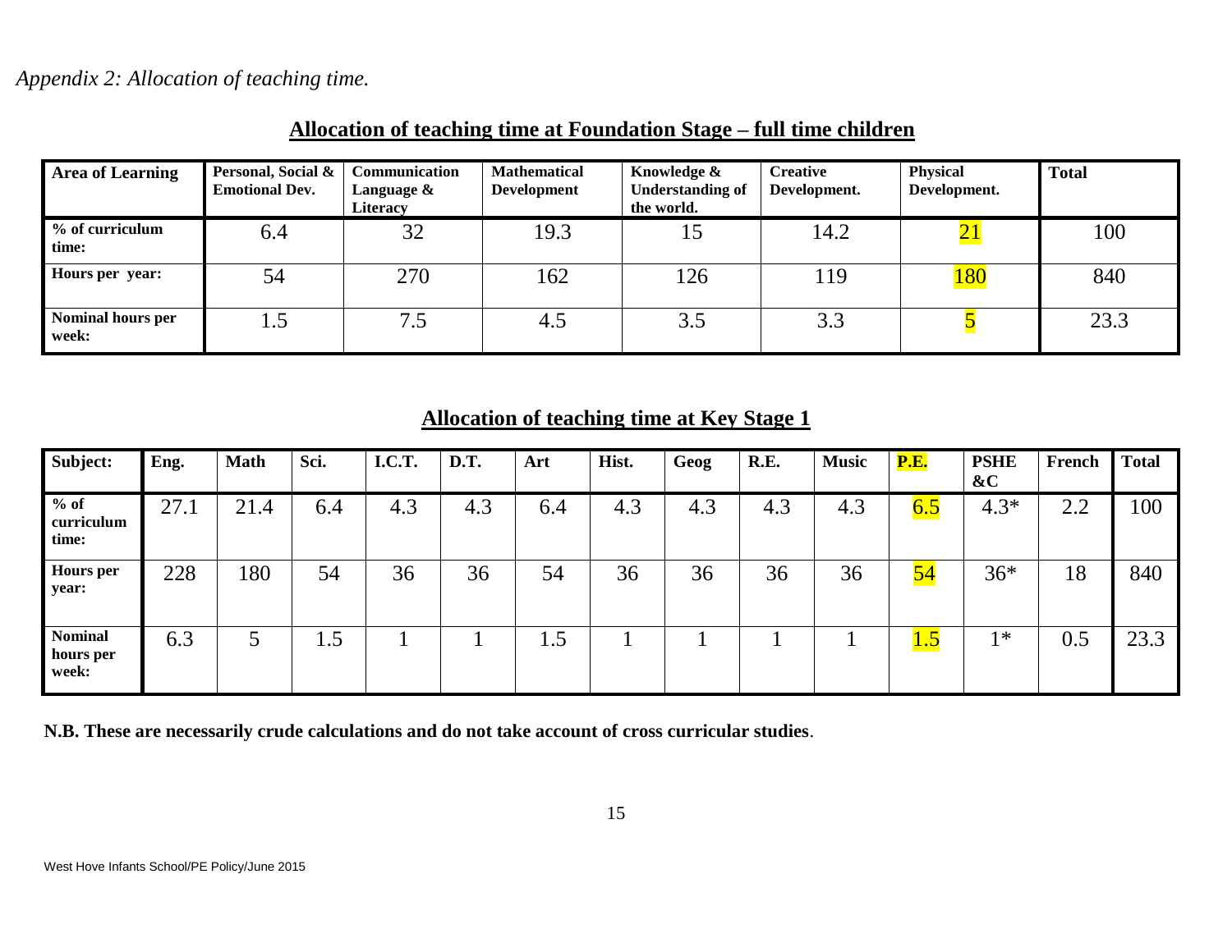*Appendix 2: Allocation of teaching time.*

## Allocation of teaching time at Foundation Stage – full time children

| Area of Learning | Personal, Social & Emotional Dev. | Communication Language & Literacy | Mathematical Development | Knowledge & Understanding of the world. | Creative Development. | Physical Development. | Total |
|---|---|---|---|---|---|---|---|
| % of curriculum time: | 6.4 | 32 | 19.3 | 15 | 14.2 | 21 | 100 |
| Hours per year: | 54 | 270 | 162 | 126 | 119 | 180 | 840 |
| Nominal hours per week: | 1.5 | 7.5 | 4.5 | 3.5 | 3.3 | 5 | 23.3 |

## Allocation of teaching time at Key Stage 1

| Subject: | Eng. | Math | Sci. | I.C.T. | D.T. | Art | Hist. | Geog | R.E. | Music | P.E. | PSHE &C | French | Total |
|---|---|---|---|---|---|---|---|---|---|---|---|---|---|---|
| % of curriculum time: | 27.1 | 21.4 | 6.4 | 4.3 | 4.3 | 6.4 | 4.3 | 4.3 | 4.3 | 4.3 | 6.5 | 4.3* | 2.2 | 100 |
| Hours per year: | 228 | 180 | 54 | 36 | 36 | 54 | 36 | 36 | 36 | 36 | 54 | 36* | 18 | 840 |
| Nominal hours per week: | 6.3 | 5 | 1.5 | 1 | 1 | 1.5 | 1 | 1 | 1 | 1 | 1.5 | 1* | 0.5 | 23.3 |

**N.B. These are necessarily crude calculations and do not take account of cross curricular studies**.